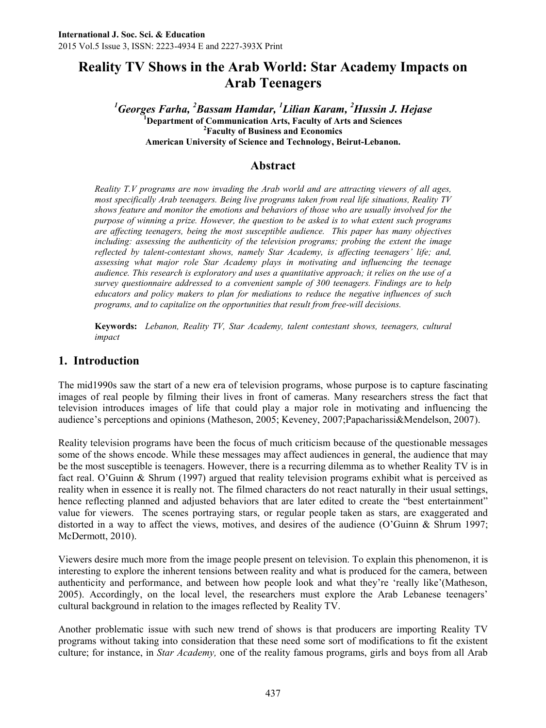# Reality TV Shows in the Arab World: Star Academy Impacts on Arab Teenagers

***[1]Georges Farha, [2]Bassam Hamdar, [1]Lilian Karam, [2]Hussin J. Hejase***

**[1]Department of Communication Arts, Faculty of Arts and Sciences**
**[2]Faculty of Business and Economics**
**American University of Science and Technology, Beirut-Lebanon.**

## Abstract

*Reality T.V programs are now invading the Arab world and are attracting viewers of all ages, most specifically Arab teenagers. Being live programs taken from real life situations, Reality TV shows feature and monitor the emotions and behaviors of those who are usually involved for the purpose of winning a prize. However, the question to be asked is to what extent such programs are affecting teenagers, being the most susceptible audience. This paper has many objectives including: assessing the authenticity of the television programs; probing the extent the image reflected by talent-contestant shows, namely Star Academy, is affecting teenagers' life; and, assessing what major role Star Academy plays in motivating and influencing the teenage audience. This research is exploratory and uses a quantitative approach; it relies on the use of a survey questionnaire addressed to a convenient sample of 300 teenagers. Findings are to help educators and policy makers to plan for mediations to reduce the negative influences of such programs, and to capitalize on the opportunities that result from free-will decisions.*

**Keywords:** *Lebanon, Reality TV, Star Academy, talent contestant shows, teenagers, cultural impact*

## 1. Introduction

The mid1990s saw the start of a new era of television programs, whose purpose is to capture fascinating images of real people by filming their lives in front of cameras. Many researchers stress the fact that television introduces images of life that could play a major role in motivating and influencing the audience's perceptions and opinions (Matheson, 2005; Keveney, 2007;Papacharissi&Mendelson, 2007).

Reality television programs have been the focus of much criticism because of the questionable messages some of the shows encode. While these messages may affect audiences in general, the audience that may be the most susceptible is teenagers. However, there is a recurring dilemma as to whether Reality TV is in fact real. O'Guinn & Shrum (1997) argued that reality television programs exhibit what is perceived as reality when in essence it is really not. The filmed characters do not react naturally in their usual settings, hence reflecting planned and adjusted behaviors that are later edited to create the "best entertainment" value for viewers. The scenes portraying stars, or regular people taken as stars, are exaggerated and distorted in a way to affect the views, motives, and desires of the audience (O'Guinn & Shrum 1997; McDermott, 2010).

Viewers desire much more from the image people present on television. To explain this phenomenon, it is interesting to explore the inherent tensions between reality and what is produced for the camera, between authenticity and performance, and between how people look and what they're 'really like'(Matheson, 2005). Accordingly, on the local level, the researchers must explore the Arab Lebanese teenagers' cultural background in relation to the images reflected by Reality TV.

Another problematic issue with such new trend of shows is that producers are importing Reality TV programs without taking into consideration that these need some sort of modifications to fit the existent culture; for instance, in *Star Academy,* one of the reality famous programs, girls and boys from all Arab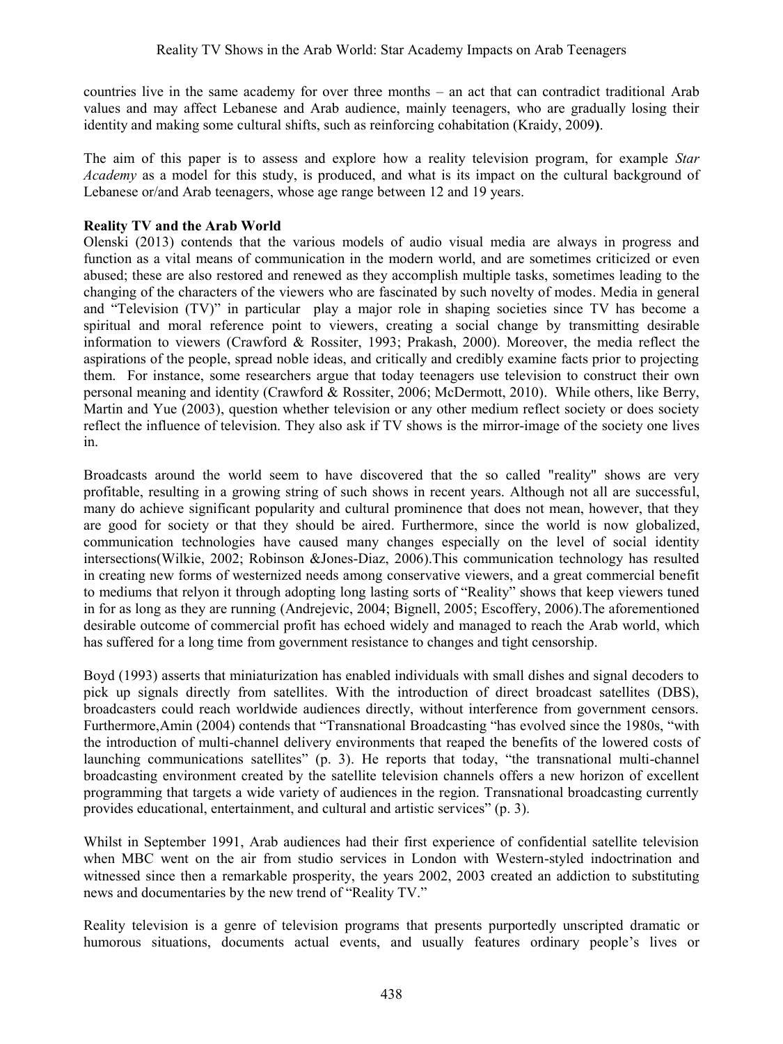countries live in the same academy for over three months – an act that can contradict traditional Arab values and may affect Lebanese and Arab audience, mainly teenagers, who are gradually losing their identity and making some cultural shifts, such as reinforcing cohabitation (Kraidy, 2009**)**.

The aim of this paper is to assess and explore how a reality television program, for example *Star Academy* as a model for this study, is produced, and what is its impact on the cultural background of Lebanese or/and Arab teenagers, whose age range between 12 and 19 years.

**Reality TV and the Arab World**

Olenski (2013) contends that the various models of audio visual media are always in progress and function as a vital means of communication in the modern world, and are sometimes criticized or even abused; these are also restored and renewed as they accomplish multiple tasks, sometimes leading to the changing of the characters of the viewers who are fascinated by such novelty of modes. Media in general and "Television (TV)" in particular play a major role in shaping societies since TV has become a spiritual and moral reference point to viewers, creating a social change by transmitting desirable information to viewers (Crawford & Rossiter, 1993; Prakash, 2000). Moreover, the media reflect the aspirations of the people, spread noble ideas, and critically and credibly examine facts prior to projecting them. For instance, some researchers argue that today teenagers use television to construct their own personal meaning and identity (Crawford & Rossiter, 2006; McDermott, 2010). While others, like Berry, Martin and Yue (2003), question whether television or any other medium reflect society or does society reflect the influence of television. They also ask if TV shows is the mirror-image of the society one lives in.

Broadcasts around the world seem to have discovered that the so called "reality" shows are very profitable, resulting in a growing string of such shows in recent years. Although not all are successful, many do achieve significant popularity and cultural prominence that does not mean, however, that they are good for society or that they should be aired. Furthermore, since the world is now globalized, communication technologies have caused many changes especially on the level of social identity intersections(Wilkie, 2002; Robinson &Jones-Diaz, 2006).This communication technology has resulted in creating new forms of westernized needs among conservative viewers, and a great commercial benefit to mediums that relyon it through adopting long lasting sorts of "Reality" shows that keep viewers tuned in for as long as they are running (Andrejevic, 2004; Bignell, 2005; Escoffery, 2006).The aforementioned desirable outcome of commercial profit has echoed widely and managed to reach the Arab world, which has suffered for a long time from government resistance to changes and tight censorship.

Boyd (1993) asserts that miniaturization has enabled individuals with small dishes and signal decoders to pick up signals directly from satellites. With the introduction of direct broadcast satellites (DBS), broadcasters could reach worldwide audiences directly, without interference from government censors. Furthermore,Amin (2004) contends that "Transnational Broadcasting "has evolved since the 1980s, "with the introduction of multi-channel delivery environments that reaped the benefits of the lowered costs of launching communications satellites" (p. 3). He reports that today, "the transnational multi-channel broadcasting environment created by the satellite television channels offers a new horizon of excellent programming that targets a wide variety of audiences in the region. Transnational broadcasting currently provides educational, entertainment, and cultural and artistic services" (p. 3).

Whilst in September 1991, Arab audiences had their first experience of confidential satellite television when MBC went on the air from studio services in London with Western-styled indoctrination and witnessed since then a remarkable prosperity, the years 2002, 2003 created an addiction to substituting news and documentaries by the new trend of "Reality TV."

Reality television is a genre of television programs that presents purportedly unscripted dramatic or humorous situations, documents actual events, and usually features ordinary people's lives or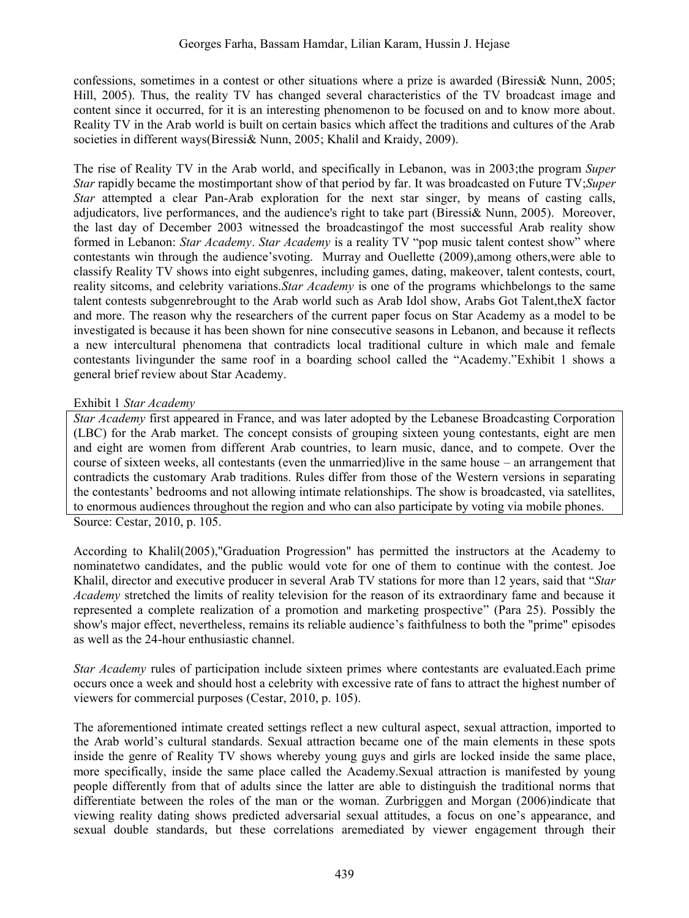confessions, sometimes in a contest or other situations where a prize is awarded (Biressi& Nunn, 2005; Hill, 2005). Thus, the reality TV has changed several characteristics of the TV broadcast image and content since it occurred, for it is an interesting phenomenon to be focused on and to know more about. Reality TV in the Arab world is built on certain basics which affect the traditions and cultures of the Arab societies in different ways(Biressi& Nunn, 2005; Khalil and Kraidy, 2009).

The rise of Reality TV in the Arab world, and specifically in Lebanon, was in 2003;the program *Super Star* rapidly became the mostimportant show of that period by far. It was broadcasted on Future TV;*Super Star* attempted a clear Pan-Arab exploration for the next star singer, by means of casting calls, adjudicators, live performances, and the audience's right to take part (Biressi& Nunn, 2005). Moreover, the last day of December 2003 witnessed the broadcastingof the most successful Arab reality show formed in Lebanon: *Star Academy*. *Star Academy* is a reality TV "pop music talent contest show" where contestants win through the audience'svoting. Murray and Ouellette (2009),among others,were able to classify Reality TV shows into eight subgenres, including games, dating, makeover, talent contests, court, reality sitcoms, and celebrity variations.*Star Academy* is one of the programs whichbelongs to the same talent contests subgenrebrought to the Arab world such as Arab Idol show, Arabs Got Talent,theX factor and more. The reason why the researchers of the current paper focus on Star Academy as a model to be investigated is because it has been shown for nine consecutive seasons in Lebanon, and because it reflects a new intercultural phenomena that contradicts local traditional culture in which male and female contestants livingunder the same roof in a boarding school called the "Academy."Exhibit 1 shows a general brief review about Star Academy.

Exhibit 1 *Star Academy*

*Star Academy* first appeared in France, and was later adopted by the Lebanese Broadcasting Corporation (LBC) for the Arab market. The concept consists of grouping sixteen young contestants, eight are men and eight are women from different Arab countries, to learn music, dance, and to compete. Over the course of sixteen weeks, all contestants (even the unmarried)live in the same house – an arrangement that contradicts the customary Arab traditions. Rules differ from those of the Western versions in separating the contestants' bedrooms and not allowing intimate relationships. The show is broadcasted, via satellites, to enormous audiences throughout the region and who can also participate by voting via mobile phones.

Source: Cestar, 2010, p. 105.

According to Khalil(2005),"Graduation Progression" has permitted the instructors at the Academy to nominatetwo candidates, and the public would vote for one of them to continue with the contest. Joe Khalil, director and executive producer in several Arab TV stations for more than 12 years, said that "*Star Academy* stretched the limits of reality television for the reason of its extraordinary fame and because it represented a complete realization of a promotion and marketing prospective" (Para 25). Possibly the show's major effect, nevertheless, remains its reliable audience's faithfulness to both the "prime" episodes as well as the 24-hour enthusiastic channel.

*Star Academy* rules of participation include sixteen primes where contestants are evaluated.Each prime occurs once a week and should host a celebrity with excessive rate of fans to attract the highest number of viewers for commercial purposes (Cestar, 2010, p. 105).

The aforementioned intimate created settings reflect a new cultural aspect, sexual attraction, imported to the Arab world's cultural standards. Sexual attraction became one of the main elements in these spots inside the genre of Reality TV shows whereby young guys and girls are locked inside the same place, more specifically, inside the same place called the Academy.Sexual attraction is manifested by young people differently from that of adults since the latter are able to distinguish the traditional norms that differentiate between the roles of the man or the woman. Zurbriggen and Morgan (2006)indicate that viewing reality dating shows predicted adversarial sexual attitudes, a focus on one's appearance, and sexual double standards, but these correlations aremediated by viewer engagement through their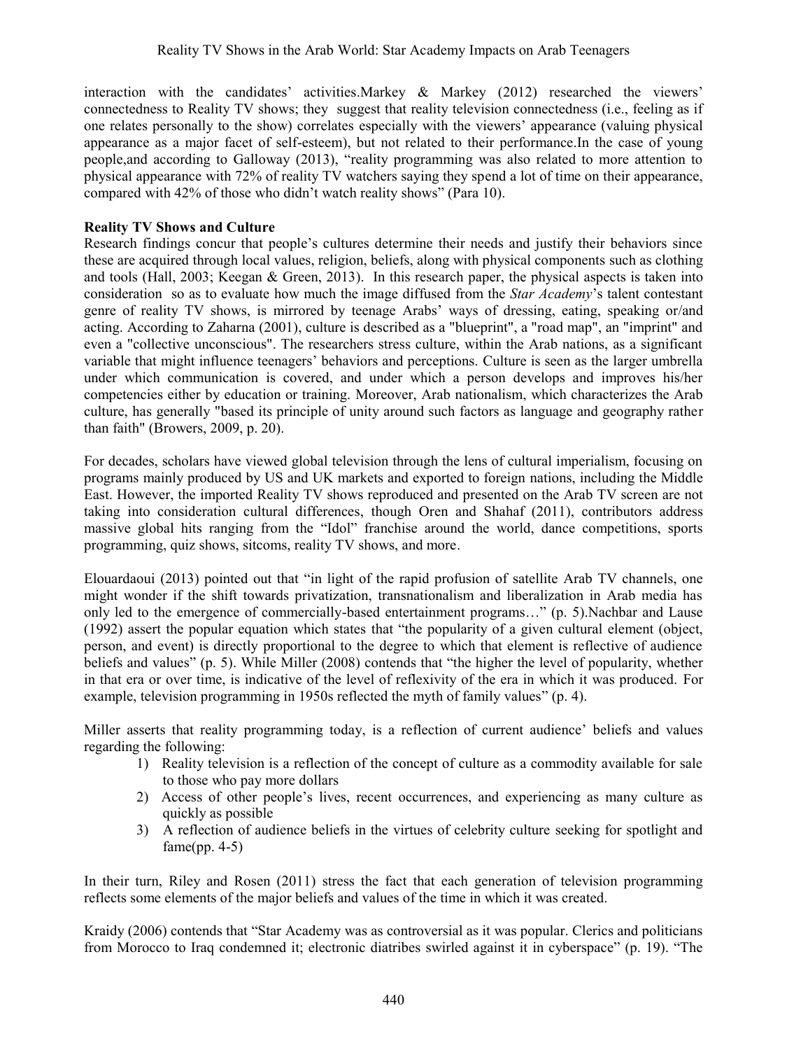interaction with the candidates' activities.Markey & Markey (2012) researched the viewers' connectedness to Reality TV shows; they suggest that reality television connectedness (i.e., feeling as if one relates personally to the show) correlates especially with the viewers' appearance (valuing physical appearance as a major facet of self-esteem), but not related to their performance.In the case of young people,and according to Galloway (2013), "reality programming was also related to more attention to physical appearance with 72% of reality TV watchers saying they spend a lot of time on their appearance, compared with 42% of those who didn't watch reality shows" (Para 10).

**Reality TV Shows and Culture**

Research findings concur that people's cultures determine their needs and justify their behaviors since these are acquired through local values, religion, beliefs, along with physical components such as clothing and tools (Hall, 2003; Keegan & Green, 2013). In this research paper, the physical aspects is taken into consideration so as to evaluate how much the image diffused from the *Star Academy*'s talent contestant genre of reality TV shows, is mirrored by teenage Arabs' ways of dressing, eating, speaking or/and acting. According to Zaharna (2001), culture is described as a "blueprint", a "road map", an "imprint" and even a "collective unconscious". The researchers stress culture, within the Arab nations, as a significant variable that might influence teenagers' behaviors and perceptions. Culture is seen as the larger umbrella under which communication is covered, and under which a person develops and improves his/her competencies either by education or training. Moreover, Arab nationalism, which characterizes the Arab culture, has generally "based its principle of unity around such factors as language and geography rather than faith" (Browers, 2009, p. 20).

For decades, scholars have viewed global television through the lens of cultural imperialism, focusing on programs mainly produced by US and UK markets and exported to foreign nations, including the Middle East. However, the imported Reality TV shows reproduced and presented on the Arab TV screen are not taking into consideration cultural differences, though Oren and Shahaf (2011), contributors address massive global hits ranging from the "Idol" franchise around the world, dance competitions, sports programming, quiz shows, sitcoms, reality TV shows, and more.

Elouardaoui (2013) pointed out that "in light of the rapid profusion of satellite Arab TV channels, one might wonder if the shift towards privatization, transnationalism and liberalization in Arab media has only led to the emergence of commercially-based entertainment programs…" (p. 5).Nachbar and Lause (1992) assert the popular equation which states that "the popularity of a given cultural element (object, person, and event) is directly proportional to the degree to which that element is reflective of audience beliefs and values" (p. 5). While Miller (2008) contends that "the higher the level of popularity, whether in that era or over time, is indicative of the level of reflexivity of the era in which it was produced. For example, television programming in 1950s reflected the myth of family values" (p. 4).

Miller asserts that reality programming today, is a reflection of current audience' beliefs and values regarding the following:

1) Reality television is a reflection of the concept of culture as a commodity available for sale to those who pay more dollars
2) Access of other people's lives, recent occurrences, and experiencing as many culture as quickly as possible
3) A reflection of audience beliefs in the virtues of celebrity culture seeking for spotlight and fame(pp. 4-5)

In their turn, Riley and Rosen (2011) stress the fact that each generation of television programming reflects some elements of the major beliefs and values of the time in which it was created.

Kraidy (2006) contends that "Star Academy was as controversial as it was popular. Clerics and politicians from Morocco to Iraq condemned it; electronic diatribes swirled against it in cyberspace" (p. 19). "The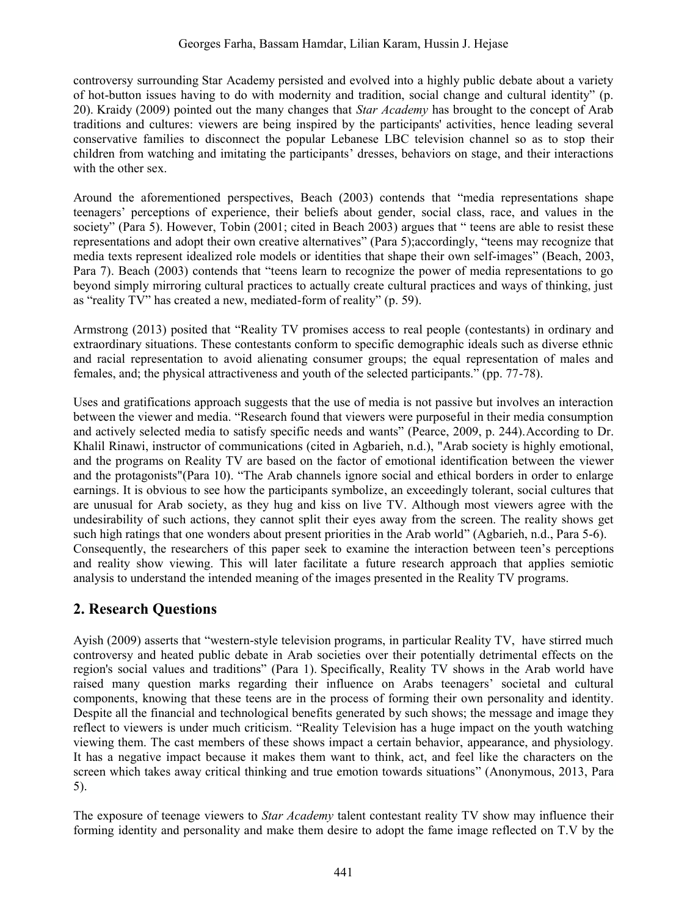controversy surrounding Star Academy persisted and evolved into a highly public debate about a variety of hot-button issues having to do with modernity and tradition, social change and cultural identity" (p. 20). Kraidy (2009) pointed out the many changes that *Star Academy* has brought to the concept of Arab traditions and cultures: viewers are being inspired by the participants' activities, hence leading several conservative families to disconnect the popular Lebanese LBC television channel so as to stop their children from watching and imitating the participants' dresses, behaviors on stage, and their interactions with the other sex.

Around the aforementioned perspectives, Beach (2003) contends that "media representations shape teenagers' perceptions of experience, their beliefs about gender, social class, race, and values in the society" (Para 5). However, Tobin (2001; cited in Beach 2003) argues that " teens are able to resist these representations and adopt their own creative alternatives" (Para 5);accordingly, "teens may recognize that media texts represent idealized role models or identities that shape their own self-images" (Beach, 2003, Para 7). Beach (2003) contends that "teens learn to recognize the power of media representations to go beyond simply mirroring cultural practices to actually create cultural practices and ways of thinking, just as "reality TV" has created a new, mediated-form of reality" (p. 59).

Armstrong (2013) posited that "Reality TV promises access to real people (contestants) in ordinary and extraordinary situations. These contestants conform to specific demographic ideals such as diverse ethnic and racial representation to avoid alienating consumer groups; the equal representation of males and females, and; the physical attractiveness and youth of the selected participants." (pp. 77-78).

Uses and gratifications approach suggests that the use of media is not passive but involves an interaction between the viewer and media. "Research found that viewers were purposeful in their media consumption and actively selected media to satisfy specific needs and wants" (Pearce, 2009, p. 244).According to Dr. Khalil Rinawi, instructor of communications (cited in Agbarieh, n.d.), "Arab society is highly emotional, and the programs on Reality TV are based on the factor of emotional identification between the viewer and the protagonists"(Para 10). "The Arab channels ignore social and ethical borders in order to enlarge earnings. It is obvious to see how the participants symbolize, an exceedingly tolerant, social cultures that are unusual for Arab society, as they hug and kiss on live TV. Although most viewers agree with the undesirability of such actions, they cannot split their eyes away from the screen. The reality shows get such high ratings that one wonders about present priorities in the Arab world" (Agbarieh, n.d., Para 5-6). Consequently, the researchers of this paper seek to examine the interaction between teen's perceptions and reality show viewing. This will later facilitate a future research approach that applies semiotic analysis to understand the intended meaning of the images presented in the Reality TV programs.

## 2. Research Questions

Ayish (2009) asserts that "western-style television programs, in particular Reality TV, have stirred much controversy and heated public debate in Arab societies over their potentially detrimental effects on the region's social values and traditions" (Para 1). Specifically, Reality TV shows in the Arab world have raised many question marks regarding their influence on Arabs teenagers' societal and cultural components, knowing that these teens are in the process of forming their own personality and identity. Despite all the financial and technological benefits generated by such shows; the message and image they reflect to viewers is under much criticism. "Reality Television has a huge impact on the youth watching viewing them. The cast members of these shows impact a certain behavior, appearance, and physiology. It has a negative impact because it makes them want to think, act, and feel like the characters on the screen which takes away critical thinking and true emotion towards situations" (Anonymous, 2013, Para 5).

The exposure of teenage viewers to *Star Academy* talent contestant reality TV show may influence their forming identity and personality and make them desire to adopt the fame image reflected on T.V by the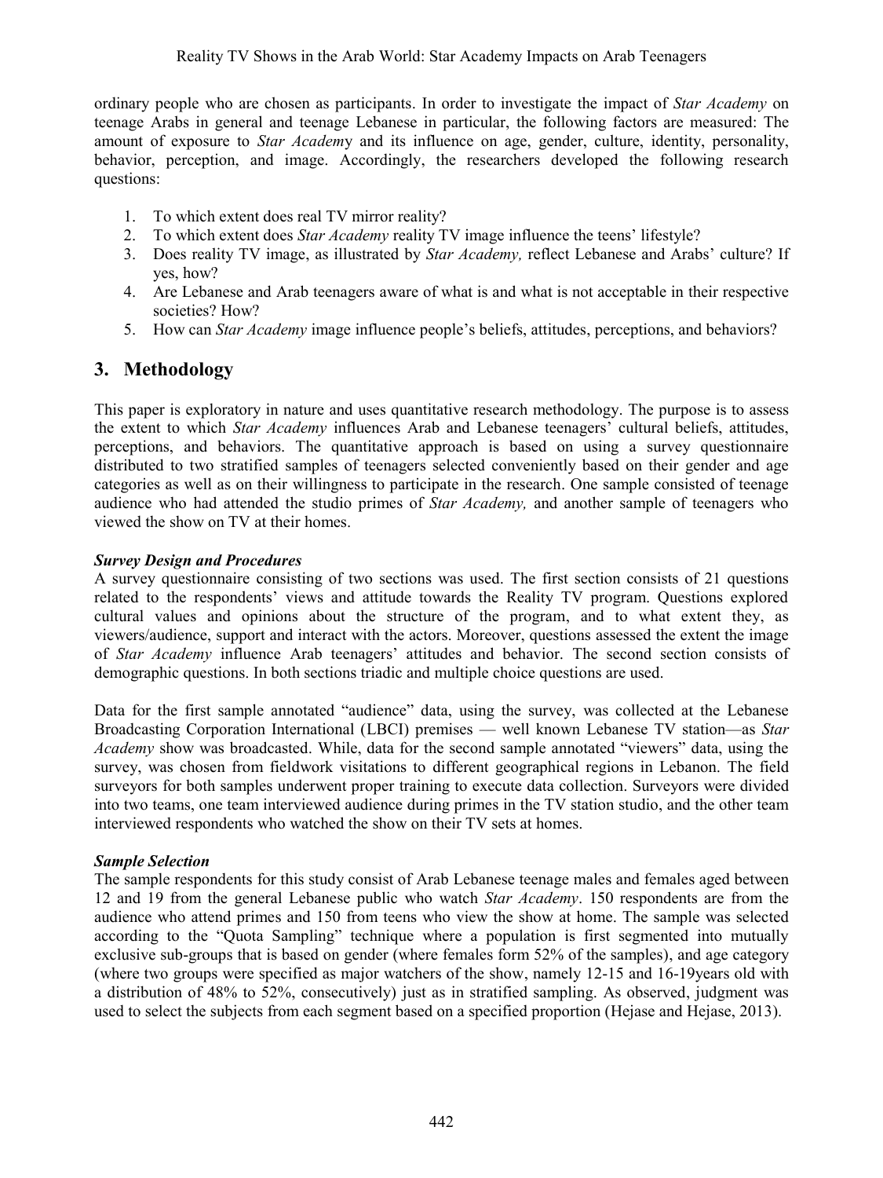ordinary people who are chosen as participants. In order to investigate the impact of *Star Academy* on teenage Arabs in general and teenage Lebanese in particular, the following factors are measured: The amount of exposure to *Star Academ*y and its influence on age, gender, culture, identity, personality, behavior, perception, and image. Accordingly, the researchers developed the following research questions:

1. To which extent does real TV mirror reality?
2. To which extent does *Star Academy* reality TV image influence the teens' lifestyle?
3. Does reality TV image, as illustrated by *Star Academy,* reflect Lebanese and Arabs' culture? If yes, how?
4. Are Lebanese and Arab teenagers aware of what is and what is not acceptable in their respective societies? How?
5. How can *Star Academy* image influence people's beliefs, attitudes, perceptions, and behaviors?

## 3. Methodology

This paper is exploratory in nature and uses quantitative research methodology. The purpose is to assess the extent to which *Star Academy* influences Arab and Lebanese teenagers' cultural beliefs, attitudes, perceptions, and behaviors. The quantitative approach is based on using a survey questionnaire distributed to two stratified samples of teenagers selected conveniently based on their gender and age categories as well as on their willingness to participate in the research. One sample consisted of teenage audience who had attended the studio primes of *Star Academy,* and another sample of teenagers who viewed the show on TV at their homes.

***Survey Design and Procedures***

A survey questionnaire consisting of two sections was used. The first section consists of 21 questions related to the respondents' views and attitude towards the Reality TV program. Questions explored cultural values and opinions about the structure of the program, and to what extent they, as viewers/audience, support and interact with the actors. Moreover, questions assessed the extent the image of *Star Academy* influence Arab teenagers' attitudes and behavior. The second section consists of demographic questions. In both sections triadic and multiple choice questions are used.

Data for the first sample annotated "audience" data, using the survey, was collected at the Lebanese Broadcasting Corporation International (LBCI) premises — well known Lebanese TV station—as *Star Academy* show was broadcasted. While, data for the second sample annotated "viewers" data, using the survey, was chosen from fieldwork visitations to different geographical regions in Lebanon. The field surveyors for both samples underwent proper training to execute data collection. Surveyors were divided into two teams, one team interviewed audience during primes in the TV station studio, and the other team interviewed respondents who watched the show on their TV sets at homes.

***Sample Selection***

The sample respondents for this study consist of Arab Lebanese teenage males and females aged between 12 and 19 from the general Lebanese public who watch *Star Academy*. 150 respondents are from the audience who attend primes and 150 from teens who view the show at home. The sample was selected according to the "Quota Sampling" technique where a population is first segmented into mutually exclusive sub-groups that is based on gender (where females form 52% of the samples), and age category (where two groups were specified as major watchers of the show, namely 12-15 and 16-19years old with a distribution of 48% to 52%, consecutively) just as in stratified sampling. As observed, judgment was used to select the subjects from each segment based on a specified proportion (Hejase and Hejase, 2013).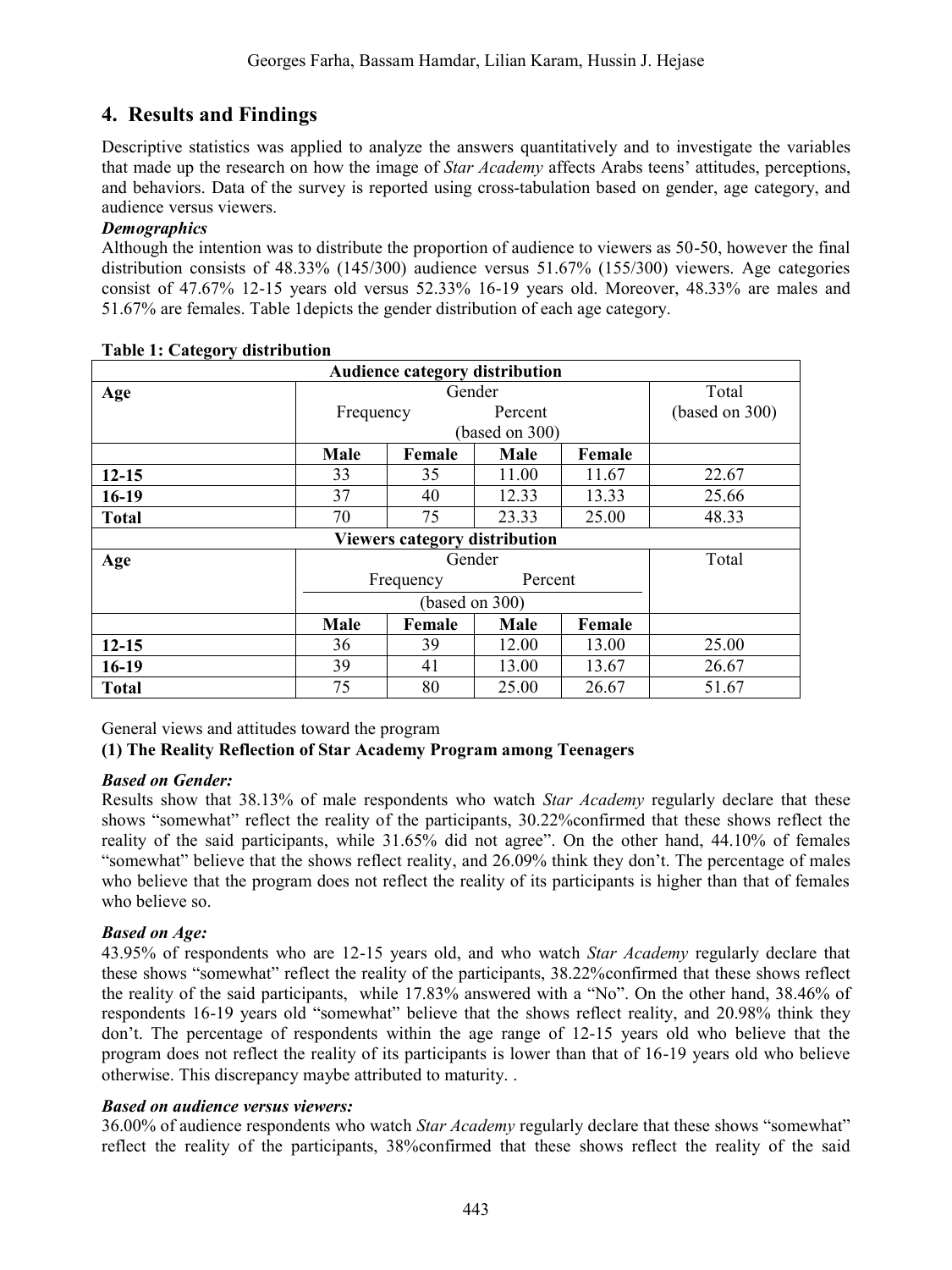## 4. Results and Findings

Descriptive statistics was applied to analyze the answers quantitatively and to investigate the variables that made up the research on how the image of *Star Academy* affects Arabs teens' attitudes, perceptions, and behaviors. Data of the survey is reported using cross-tabulation based on gender, age category, and audience versus viewers.

***Demographics***

Although the intention was to distribute the proportion of audience to viewers as 50-50, however the final distribution consists of 48.33% (145/300) audience versus 51.67% (155/300) viewers. Age categories consist of 47.67% 12-15 years old versus 52.33% 16-19 years old. Moreover, 48.33% are males and 51.67% are females. Table 1depicts the gender distribution of each age category.

**Table 1: Category distribution**

| **Audience category distribution** | | | | | |
|---|---|---|---|---|---|
| **Age** | Gender | | | | Total |
| | Frequency | | Percent (based on 300) | | (based on 300) |
| | **Male** | **Female** | **Male** | **Female** | |
| **12-15** | 33 | 35 | 11.00 | 11.67 | 22.67 |
| **16-19** | 37 | 40 | 12.33 | 13.33 | 25.66 |
| **Total** | 70 | 75 | 23.33 | 25.00 | 48.33 |
| **Viewers category distribution** | | | | | |
| **Age** | Gender | | | | Total |
| | Frequency | | Percent | | |
| | (based on 300) | | | | |
| | **Male** | **Female** | **Male** | **Female** | |
| **12-15** | 36 | 39 | 12.00 | 13.00 | 25.00 |
| **16-19** | 39 | 41 | 13.00 | 13.67 | 26.67 |
| **Total** | 75 | 80 | 25.00 | 26.67 | 51.67 |

General views and attitudes toward the program

**(1) The Reality Reflection of Star Academy Program among Teenagers**

***Based on Gender:***

Results show that 38.13% of male respondents who watch *Star Academy* regularly declare that these shows "somewhat" reflect the reality of the participants, 30.22%confirmed that these shows reflect the reality of the said participants, while 31.65% did not agree". On the other hand, 44.10% of females "somewhat" believe that the shows reflect reality, and 26.09% think they don't. The percentage of males who believe that the program does not reflect the reality of its participants is higher than that of females who believe so.

***Based on Age:***

43.95% of respondents who are 12-15 years old, and who watch *Star Academy* regularly declare that these shows "somewhat" reflect the reality of the participants, 38.22%confirmed that these shows reflect the reality of the said participants, while 17.83% answered with a "No". On the other hand, 38.46% of respondents 16-19 years old "somewhat" believe that the shows reflect reality, and 20.98% think they don't. The percentage of respondents within the age range of 12-15 years old who believe that the program does not reflect the reality of its participants is lower than that of 16-19 years old who believe otherwise. This discrepancy maybe attributed to maturity. .

***Based on audience versus viewers:***

36.00% of audience respondents who watch *Star Academy* regularly declare that these shows "somewhat" reflect the reality of the participants, 38%confirmed that these shows reflect the reality of the said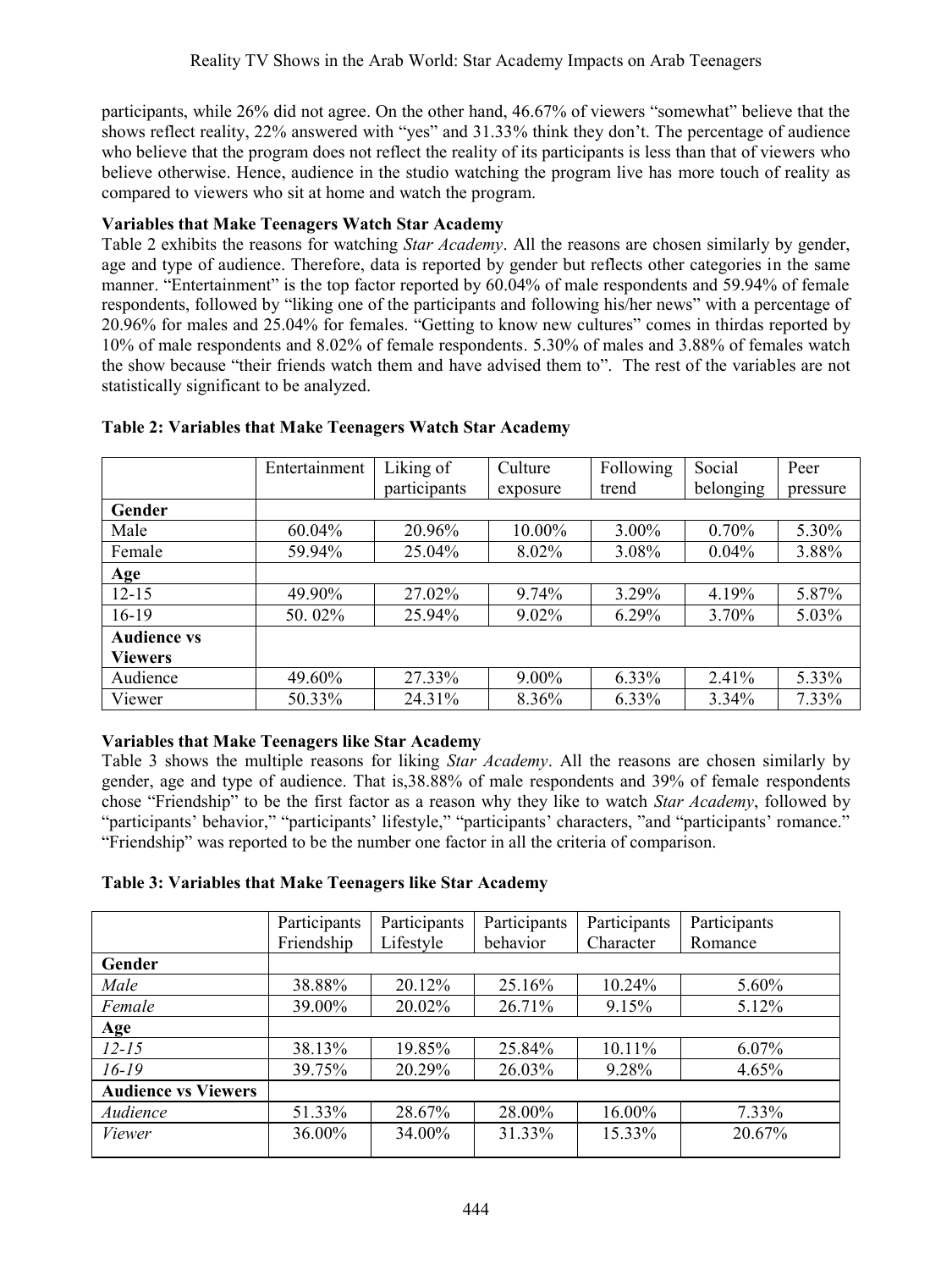participants, while 26% did not agree. On the other hand, 46.67% of viewers "somewhat" believe that the shows reflect reality, 22% answered with "yes" and 31.33% think they don't. The percentage of audience who believe that the program does not reflect the reality of its participants is less than that of viewers who believe otherwise. Hence, audience in the studio watching the program live has more touch of reality as compared to viewers who sit at home and watch the program.

**Variables that Make Teenagers Watch Star Academy**

Table 2 exhibits the reasons for watching *Star Academy*. All the reasons are chosen similarly by gender, age and type of audience. Therefore, data is reported by gender but reflects other categories in the same manner. "Entertainment" is the top factor reported by 60.04% of male respondents and 59.94% of female respondents, followed by "liking one of the participants and following his/her news" with a percentage of 20.96% for males and 25.04% for females. "Getting to know new cultures" comes in thirdas reported by 10% of male respondents and 8.02% of female respondents. 5.30% of males and 3.88% of females watch the show because "their friends watch them and have advised them to". The rest of the variables are not statistically significant to be analyzed.

**Table 2: Variables that Make Teenagers Watch Star Academy**

| | Entertainment | Liking of participants | Culture exposure | Following trend | Social belonging | Peer pressure |
|---|---|---|---|---|---|---|
| **Gender** | | | | | | |
| Male | 60.04% | 20.96% | 10.00% | 3.00% | 0.70% | 5.30% |
| Female | 59.94% | 25.04% | 8.02% | 3.08% | 0.04% | 3.88% |
| **Age** | | | | | | |
| 12-15 | 49.90% | 27.02% | 9.74% | 3.29% | 4.19% | 5.87% |
| 16-19 | 50. 02% | 25.94% | 9.02% | 6.29% | 3.70% | 5.03% |
| **Audience vs Viewers** | | | | | | |
| Audience | 49.60% | 27.33% | 9.00% | 6.33% | 2.41% | 5.33% |
| Viewer | 50.33% | 24.31% | 8.36% | 6.33% | 3.34% | 7.33% |

**Variables that Make Teenagers like Star Academy**

Table 3 shows the multiple reasons for liking *Star Academy*. All the reasons are chosen similarly by gender, age and type of audience. That is,38.88% of male respondents and 39% of female respondents chose "Friendship" to be the first factor as a reason why they like to watch *Star Academy*, followed by "participants' behavior," "participants' lifestyle," "participants' characters, "and "participants' romance." "Friendship" was reported to be the number one factor in all the criteria of comparison.

**Table 3: Variables that Make Teenagers like Star Academy**

| | Participants Friendship | Participants Lifestyle | Participants behavior | Participants Character | Participants Romance |
|---|---|---|---|---|---|
| **Gender** | | | | | |
| *Male* | 38.88% | 20.12% | 25.16% | 10.24% | 5.60% |
| *Female* | 39.00% | 20.02% | 26.71% | 9.15% | 5.12% |
| **Age** | | | | | |
| *12-15* | 38.13% | 19.85% | 25.84% | 10.11% | 6.07% |
| *16-19* | 39.75% | 20.29% | 26.03% | 9.28% | 4.65% |
| **Audience vs Viewers** | | | | | |
| *Audience* | 51.33% | 28.67% | 28.00% | 16.00% | 7.33% |
| *Viewer* | 36.00% | 34.00% | 31.33% | 15.33% | 20.67% |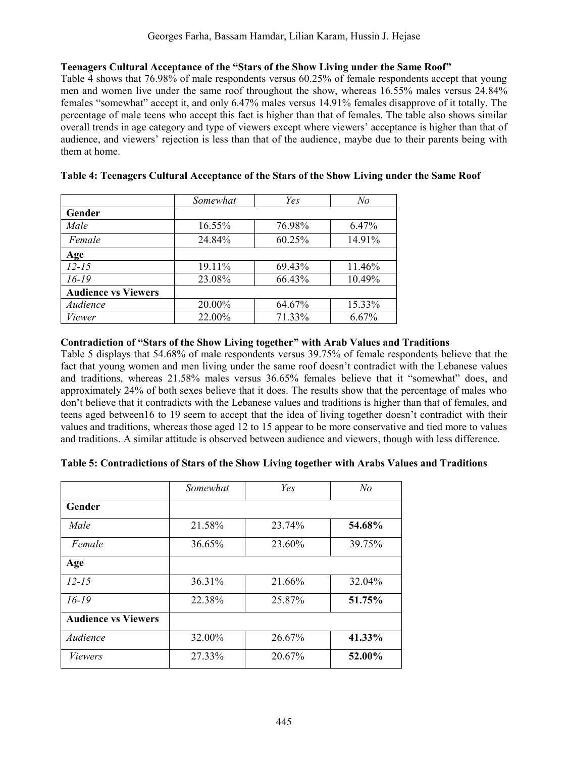**Teenagers Cultural Acceptance of the "Stars of the Show Living under the Same Roof"**

Table 4 shows that 76.98% of male respondents versus 60.25% of female respondents accept that young men and women live under the same roof throughout the show, whereas 16.55% males versus 24.84% females "somewhat" accept it, and only 6.47% males versus 14.91% females disapprove of it totally. The percentage of male teens who accept this fact is higher than that of females. The table also shows similar overall trends in age category and type of viewers except where viewers' acceptance is higher than that of audience, and viewers' rejection is less than that of the audience, maybe due to their parents being with them at home.

**Table 4: Teenagers Cultural Acceptance of the Stars of the Show Living under the Same Roof**

| | *Somewhat* | *Yes* | *No* |
|---|---|---|---|
| **Gender** | | | |
| *Male* | 16.55% | 76.98% | 6.47% |
| *Female* | 24.84% | 60.25% | 14.91% |
| **Age** | | | |
| *12-15* | 19.11% | 69.43% | 11.46% |
| *16-19* | 23.08% | 66.43% | 10.49% |
| **Audience vs Viewers** | | | |
| *Audience* | 20.00% | 64.67% | 15.33% |
| *Viewer* | 22.00% | 71.33% | 6.67% |

**Contradiction of "Stars of the Show Living together" with Arab Values and Traditions**

Table 5 displays that 54.68% of male respondents versus 39.75% of female respondents believe that the fact that young women and men living under the same roof doesn't contradict with the Lebanese values and traditions, whereas 21.58% males versus 36.65% females believe that it "somewhat" does, and approximately 24% of both sexes believe that it does. The results show that the percentage of males who don't believe that it contradicts with the Lebanese values and traditions is higher than that of females, and teens aged between16 to 19 seem to accept that the idea of living together doesn't contradict with their values and traditions, whereas those aged 12 to 15 appear to be more conservative and tied more to values and traditions. A similar attitude is observed between audience and viewers, though with less difference.

**Table 5: Contradictions of Stars of the Show Living together with Arabs Values and Traditions**

| | *Somewhat* | *Yes* | *No* |
|---|---|---|---|
| **Gender** | | | |
| *Male* | 21.58% | 23.74% | **54.68%** |
| *Female* | 36.65% | 23.60% | 39.75% |
| **Age** | | | |
| *12-15* | 36.31% | 21.66% | 32.04% |
| *16-19* | 22.38% | 25.87% | **51.75%** |
| **Audience vs Viewers** | | | |
| *Audience* | 32.00% | 26.67% | **41.33%** |
| *Viewers* | 27.33% | 20.67% | **52.00%** |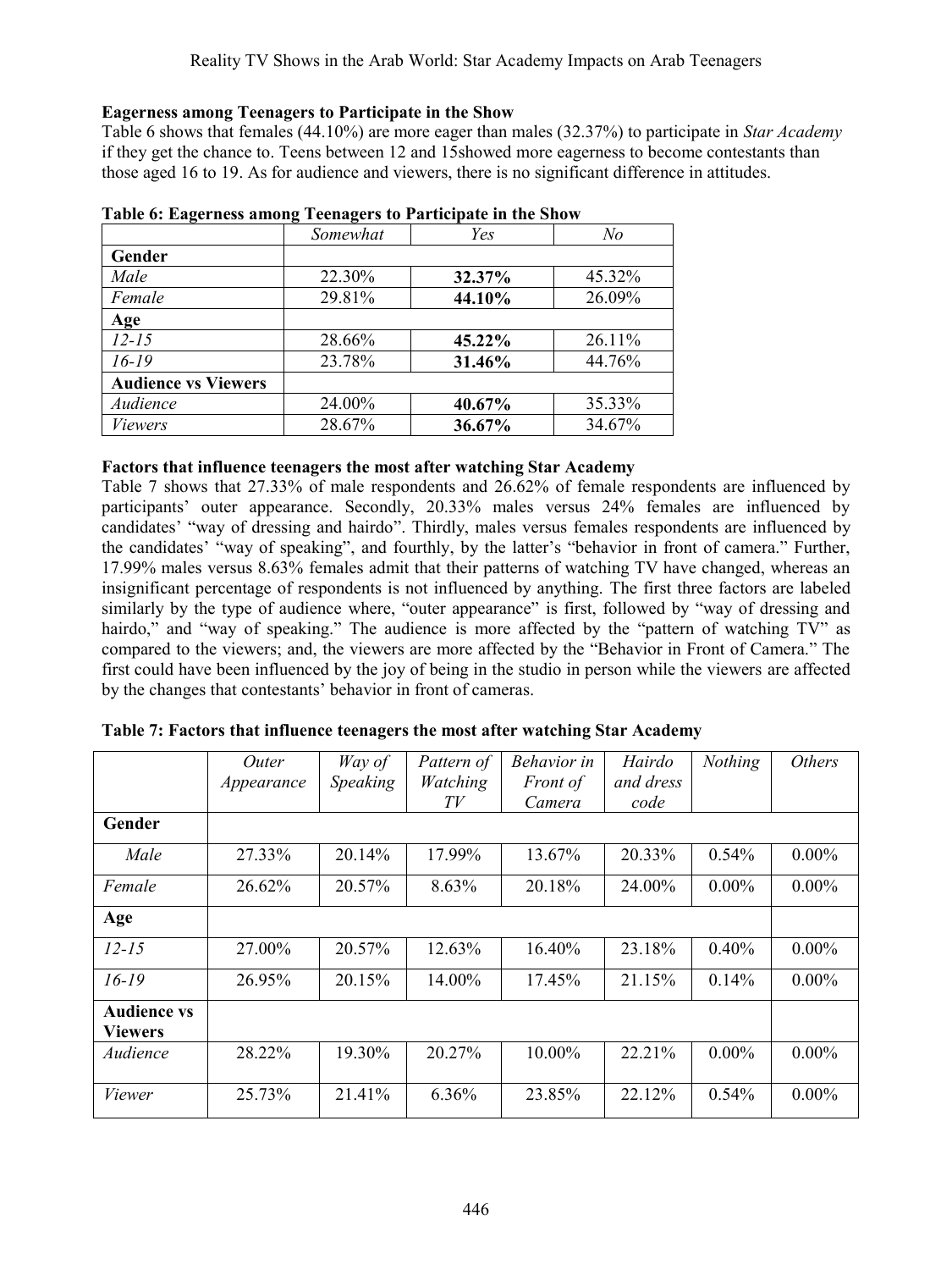**Eagerness among Teenagers to Participate in the Show**

Table 6 shows that females (44.10%) are more eager than males (32.37%) to participate in *Star Academy* if they get the chance to. Teens between 12 and 15showed more eagerness to become contestants than those aged 16 to 19. As for audience and viewers, there is no significant difference in attitudes.

**Table 6: Eagerness among Teenagers to Participate in the Show**

| | *Somewhat* | *Yes* | *No* |
|---|---|---|---|
| **Gender** | | | |
| *Male* | 22.30% | **32.37%** | 45.32% |
| *Female* | 29.81% | **44.10%** | 26.09% |
| **Age** | | | |
| *12-15* | 28.66% | **45.22%** | 26.11% |
| *16-19* | 23.78% | **31.46%** | 44.76% |
| **Audience vs Viewers** | | | |
| *Audience* | 24.00% | **40.67%** | 35.33% |
| *Viewers* | 28.67% | **36.67%** | 34.67% |

**Factors that influence teenagers the most after watching Star Academy**

Table 7 shows that 27.33% of male respondents and 26.62% of female respondents are influenced by participants' outer appearance. Secondly, 20.33% males versus 24% females are influenced by candidates' "way of dressing and hairdo". Thirdly, males versus females respondents are influenced by the candidates' "way of speaking", and fourthly, by the latter's "behavior in front of camera." Further, 17.99% males versus 8.63% females admit that their patterns of watching TV have changed, whereas an insignificant percentage of respondents is not influenced by anything. The first three factors are labeled similarly by the type of audience where, "outer appearance" is first, followed by "way of dressing and hairdo," and "way of speaking." The audience is more affected by the "pattern of watching TV" as compared to the viewers; and, the viewers are more affected by the "Behavior in Front of Camera." The first could have been influenced by the joy of being in the studio in person while the viewers are affected by the changes that contestants' behavior in front of cameras.

**Table 7: Factors that influence teenagers the most after watching Star Academy**

| | *Outer Appearance* | *Way of Speaking* | *Pattern of Watching TV* | *Behavior in Front of Camera* | *Hairdo and dress code* | *Nothing* | *Others* |
|---|---|---|---|---|---|---|---|
| **Gender** | | | | | | | |
| *Male* | 27.33% | 20.14% | 17.99% | 13.67% | 20.33% | 0.54% | 0.00% |
| *Female* | 26.62% | 20.57% | 8.63% | 20.18% | 24.00% | 0.00% | 0.00% |
| **Age** | | | | | | | |
| *12-15* | 27.00% | 20.57% | 12.63% | 16.40% | 23.18% | 0.40% | 0.00% |
| *16-19* | 26.95% | 20.15% | 14.00% | 17.45% | 21.15% | 0.14% | 0.00% |
| **Audience vs Viewers** | | | | | | | |
| *Audience* | 28.22% | 19.30% | 20.27% | 10.00% | 22.21% | 0.00% | 0.00% |
| *Viewer* | 25.73% | 21.41% | 6.36% | 23.85% | 22.12% | 0.54% | 0.00% |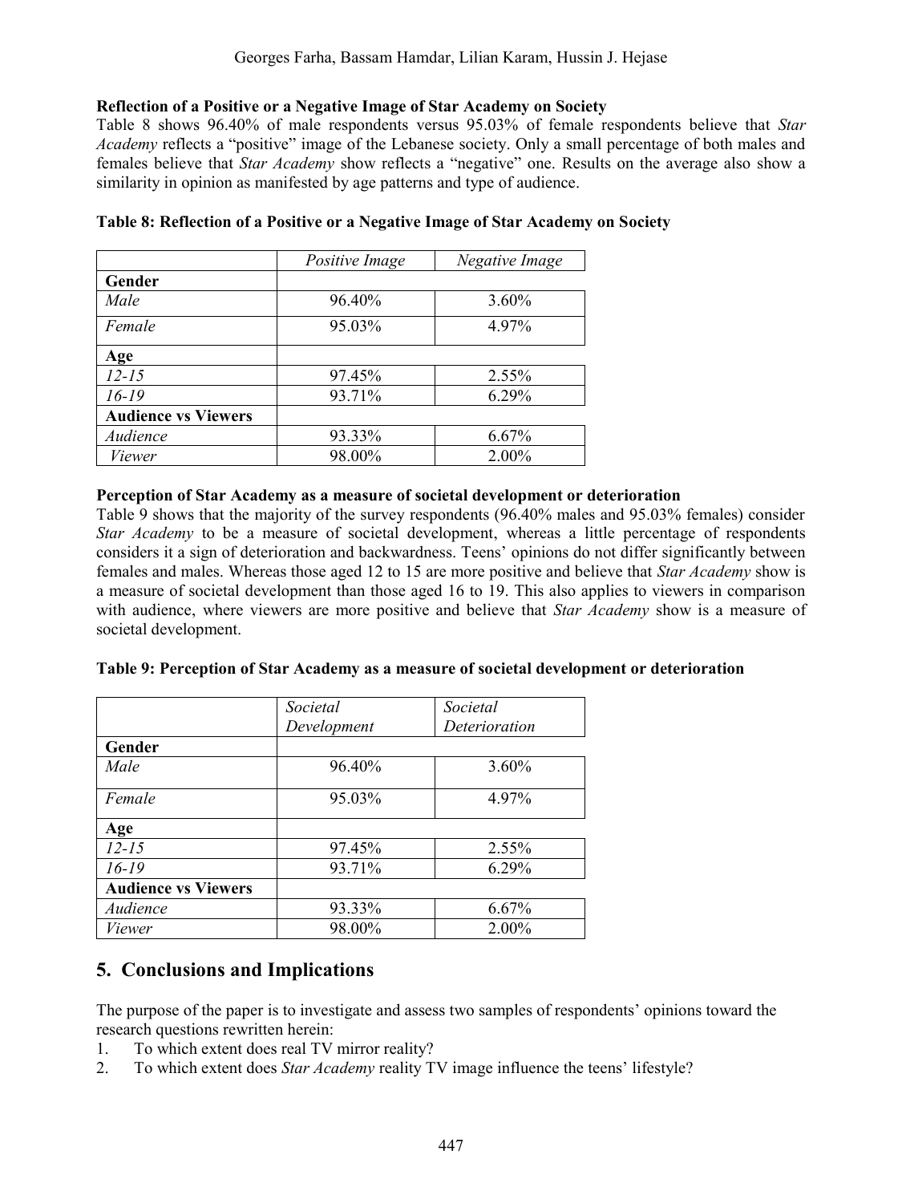**Reflection of a Positive or a Negative Image of Star Academy on Society**

Table 8 shows 96.40% of male respondents versus 95.03% of female respondents believe that *Star Academy* reflects a "positive" image of the Lebanese society. Only a small percentage of both males and females believe that *Star Academy* show reflects a "negative" one. Results on the average also show a similarity in opinion as manifested by age patterns and type of audience.

**Table 8: Reflection of a Positive or a Negative Image of Star Academy on Society**

| | *Positive Image* | *Negative Image* |
|---|---|---|
| **Gender** | | |
| *Male* | 96.40% | 3.60% |
| *Female* | 95.03% | 4.97% |
| **Age** | | |
| *12-15* | 97.45% | 2.55% |
| *16-19* | 93.71% | 6.29% |
| **Audience vs Viewers** | | |
| *Audience* | 93.33% | 6.67% |
| *Viewer* | 98.00% | 2.00% |

**Perception of Star Academy as a measure of societal development or deterioration**

Table 9 shows that the majority of the survey respondents (96.40% males and 95.03% females) consider *Star Academy* to be a measure of societal development, whereas a little percentage of respondents considers it a sign of deterioration and backwardness. Teens' opinions do not differ significantly between females and males. Whereas those aged 12 to 15 are more positive and believe that *Star Academy* show is a measure of societal development than those aged 16 to 19. This also applies to viewers in comparison with audience, where viewers are more positive and believe that *Star Academy* show is a measure of societal development.

**Table 9: Perception of Star Academy as a measure of societal development or deterioration**

| | *Societal Development* | *Societal Deterioration* |
|---|---|---|
| **Gender** | | |
| *Male* | 96.40% | 3.60% |
| *Female* | 95.03% | 4.97% |
| **Age** | | |
| *12-15* | 97.45% | 2.55% |
| *16-19* | 93.71% | 6.29% |
| **Audience vs Viewers** | | |
| *Audience* | 93.33% | 6.67% |
| *Viewer* | 98.00% | 2.00% |

## 5. Conclusions and Implications

The purpose of the paper is to investigate and assess two samples of respondents' opinions toward the research questions rewritten herein:

1. To which extent does real TV mirror reality?
2. To which extent does *Star Academy* reality TV image influence the teens' lifestyle?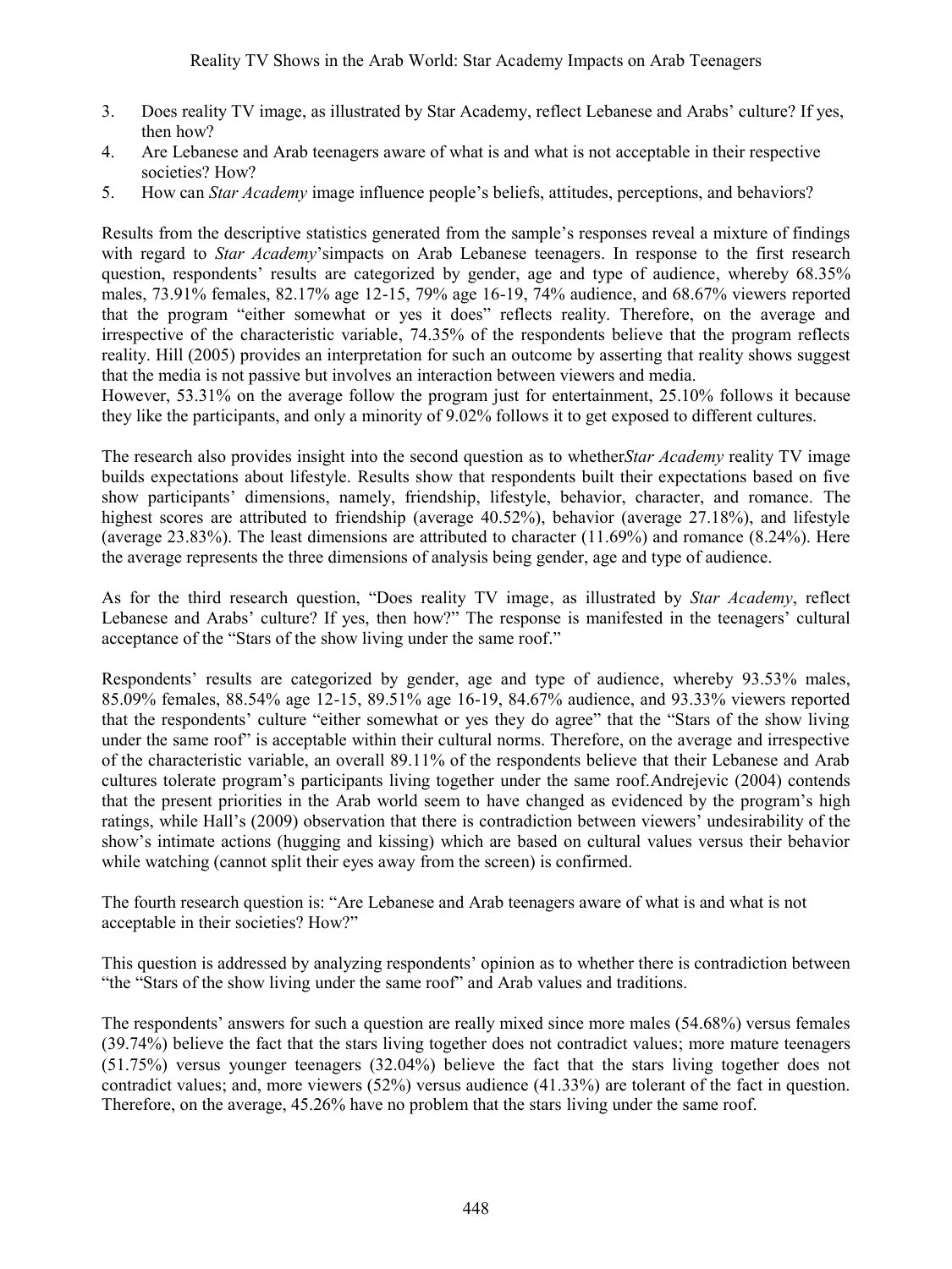3. Does reality TV image, as illustrated by Star Academy, reflect Lebanese and Arabs' culture? If yes, then how?
4. Are Lebanese and Arab teenagers aware of what is and what is not acceptable in their respective societies? How?
5. How can *Star Academy* image influence people's beliefs, attitudes, perceptions, and behaviors?

Results from the descriptive statistics generated from the sample's responses reveal a mixture of findings with regard to *Star Academy*'simpacts on Arab Lebanese teenagers. In response to the first research question, respondents' results are categorized by gender, age and type of audience, whereby 68.35% males, 73.91% females, 82.17% age 12-15, 79% age 16-19, 74% audience, and 68.67% viewers reported that the program "either somewhat or yes it does" reflects reality. Therefore, on the average and irrespective of the characteristic variable, 74.35% of the respondents believe that the program reflects reality. Hill (2005) provides an interpretation for such an outcome by asserting that reality shows suggest that the media is not passive but involves an interaction between viewers and media.

However, 53.31% on the average follow the program just for entertainment, 25.10% follows it because they like the participants, and only a minority of 9.02% follows it to get exposed to different cultures.

The research also provides insight into the second question as to whether*Star Academy* reality TV image builds expectations about lifestyle. Results show that respondents built their expectations based on five show participants' dimensions, namely, friendship, lifestyle, behavior, character, and romance. The highest scores are attributed to friendship (average 40.52%), behavior (average 27.18%), and lifestyle (average 23.83%). The least dimensions are attributed to character (11.69%) and romance (8.24%). Here the average represents the three dimensions of analysis being gender, age and type of audience.

As for the third research question, "Does reality TV image, as illustrated by *Star Academy*, reflect Lebanese and Arabs' culture? If yes, then how?" The response is manifested in the teenagers' cultural acceptance of the "Stars of the show living under the same roof."

Respondents' results are categorized by gender, age and type of audience, whereby 93.53% males, 85.09% females, 88.54% age 12-15, 89.51% age 16-19, 84.67% audience, and 93.33% viewers reported that the respondents' culture "either somewhat or yes they do agree" that the "Stars of the show living under the same roof" is acceptable within their cultural norms. Therefore, on the average and irrespective of the characteristic variable, an overall 89.11% of the respondents believe that their Lebanese and Arab cultures tolerate program's participants living together under the same roof.Andrejevic (2004) contends that the present priorities in the Arab world seem to have changed as evidenced by the program's high ratings, while Hall's (2009) observation that there is contradiction between viewers' undesirability of the show's intimate actions (hugging and kissing) which are based on cultural values versus their behavior while watching (cannot split their eyes away from the screen) is confirmed.

The fourth research question is: "Are Lebanese and Arab teenagers aware of what is and what is not acceptable in their societies? How?"

This question is addressed by analyzing respondents' opinion as to whether there is contradiction between "the "Stars of the show living under the same roof" and Arab values and traditions.

The respondents' answers for such a question are really mixed since more males (54.68%) versus females (39.74%) believe the fact that the stars living together does not contradict values; more mature teenagers (51.75%) versus younger teenagers (32.04%) believe the fact that the stars living together does not contradict values; and, more viewers (52%) versus audience (41.33%) are tolerant of the fact in question. Therefore, on the average, 45.26% have no problem that the stars living under the same roof.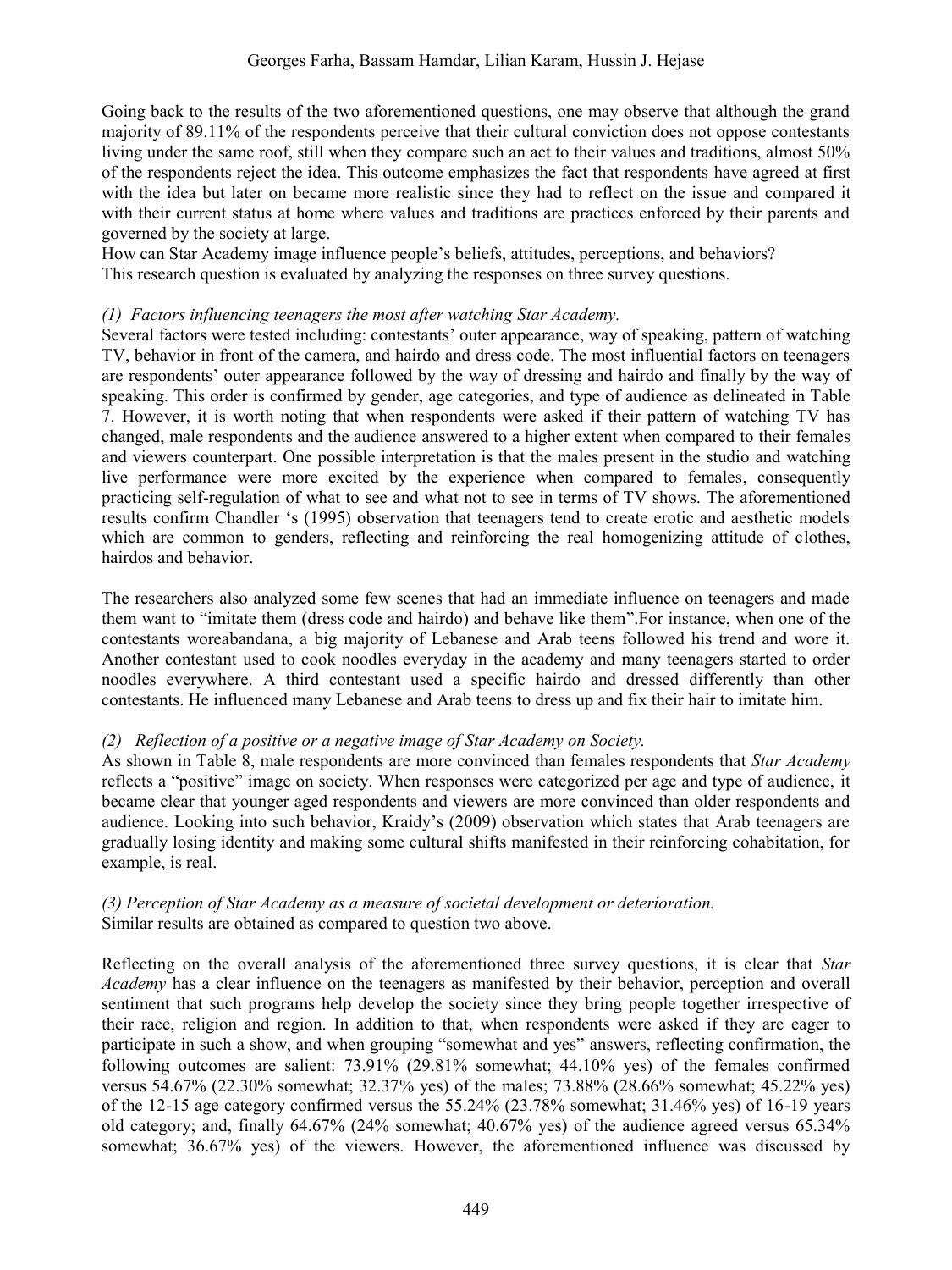Going back to the results of the two aforementioned questions, one may observe that although the grand majority of 89.11% of the respondents perceive that their cultural conviction does not oppose contestants living under the same roof, still when they compare such an act to their values and traditions, almost 50% of the respondents reject the idea. This outcome emphasizes the fact that respondents have agreed at first with the idea but later on became more realistic since they had to reflect on the issue and compared it with their current status at home where values and traditions are practices enforced by their parents and governed by the society at large.

How can Star Academy image influence people's beliefs, attitudes, perceptions, and behaviors?

This research question is evaluated by analyzing the responses on three survey questions.

*(1) Factors influencing teenagers the most after watching Star Academy.*

Several factors were tested including: contestants' outer appearance, way of speaking, pattern of watching TV, behavior in front of the camera, and hairdo and dress code. The most influential factors on teenagers are respondents' outer appearance followed by the way of dressing and hairdo and finally by the way of speaking. This order is confirmed by gender, age categories, and type of audience as delineated in Table 7. However, it is worth noting that when respondents were asked if their pattern of watching TV has changed, male respondents and the audience answered to a higher extent when compared to their females and viewers counterpart. One possible interpretation is that the males present in the studio and watching live performance were more excited by the experience when compared to females, consequently practicing self-regulation of what to see and what not to see in terms of TV shows. The aforementioned results confirm Chandler 's (1995) observation that teenagers tend to create erotic and aesthetic models which are common to genders, reflecting and reinforcing the real homogenizing attitude of clothes, hairdos and behavior.

The researchers also analyzed some few scenes that had an immediate influence on teenagers and made them want to "imitate them (dress code and hairdo) and behave like them".For instance, when one of the contestants woreabandana, a big majority of Lebanese and Arab teens followed his trend and wore it. Another contestant used to cook noodles everyday in the academy and many teenagers started to order noodles everywhere. A third contestant used a specific hairdo and dressed differently than other contestants. He influenced many Lebanese and Arab teens to dress up and fix their hair to imitate him.

*(2) Reflection of a positive or a negative image of Star Academy on Society.*

As shown in Table 8, male respondents are more convinced than females respondents that *Star Academy* reflects a "positive" image on society. When responses were categorized per age and type of audience, it became clear that younger aged respondents and viewers are more convinced than older respondents and audience. Looking into such behavior, Kraidy's (2009) observation which states that Arab teenagers are gradually losing identity and making some cultural shifts manifested in their reinforcing cohabitation, for example, is real.

*(3) Perception of Star Academy as a measure of societal development or deterioration.*

Similar results are obtained as compared to question two above.

Reflecting on the overall analysis of the aforementioned three survey questions, it is clear that *Star Academy* has a clear influence on the teenagers as manifested by their behavior, perception and overall sentiment that such programs help develop the society since they bring people together irrespective of their race, religion and region. In addition to that, when respondents were asked if they are eager to participate in such a show, and when grouping "somewhat and yes" answers, reflecting confirmation, the following outcomes are salient: 73.91% (29.81% somewhat; 44.10% yes) of the females confirmed versus 54.67% (22.30% somewhat; 32.37% yes) of the males; 73.88% (28.66% somewhat; 45.22% yes) of the 12-15 age category confirmed versus the 55.24% (23.78% somewhat; 31.46% yes) of 16-19 years old category; and, finally 64.67% (24% somewhat; 40.67% yes) of the audience agreed versus 65.34% somewhat; 36.67% yes) of the viewers. However, the aforementioned influence was discussed by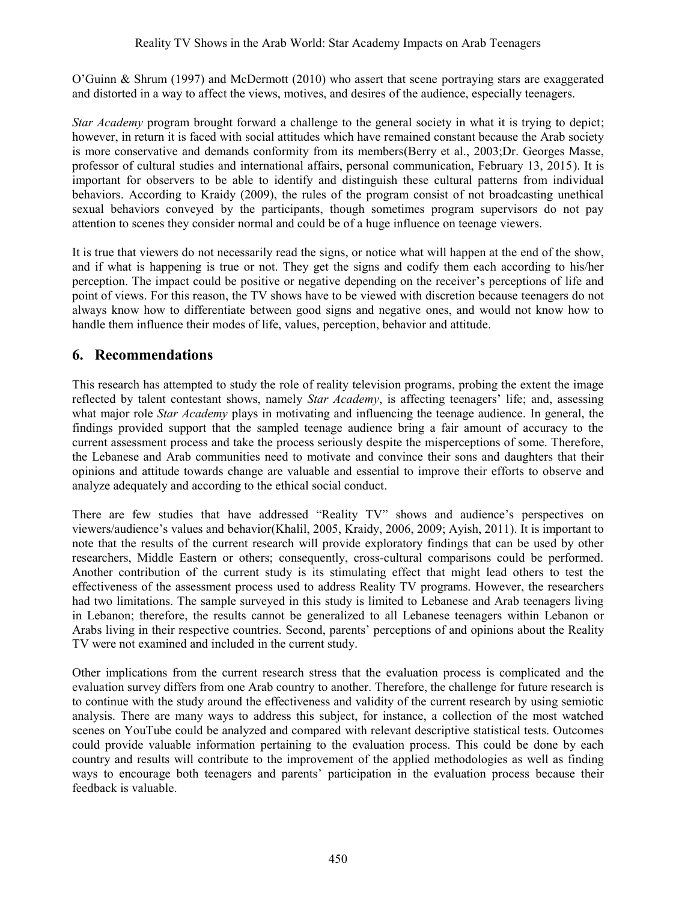O'Guinn & Shrum (1997) and McDermott (2010) who assert that scene portraying stars are exaggerated and distorted in a way to affect the views, motives, and desires of the audience, especially teenagers.

*Star Academy* program brought forward a challenge to the general society in what it is trying to depict; however, in return it is faced with social attitudes which have remained constant because the Arab society is more conservative and demands conformity from its members(Berry et al., 2003;Dr. Georges Masse, professor of cultural studies and international affairs, personal communication, February 13, 2015). It is important for observers to be able to identify and distinguish these cultural patterns from individual behaviors. According to Kraidy (2009), the rules of the program consist of not broadcasting unethical sexual behaviors conveyed by the participants, though sometimes program supervisors do not pay attention to scenes they consider normal and could be of a huge influence on teenage viewers.

It is true that viewers do not necessarily read the signs, or notice what will happen at the end of the show, and if what is happening is true or not. They get the signs and codify them each according to his/her perception. The impact could be positive or negative depending on the receiver's perceptions of life and point of views. For this reason, the TV shows have to be viewed with discretion because teenagers do not always know how to differentiate between good signs and negative ones, and would not know how to handle them influence their modes of life, values, perception, behavior and attitude.

## 6. Recommendations

This research has attempted to study the role of reality television programs, probing the extent the image reflected by talent contestant shows, namely *Star Academy*, is affecting teenagers' life; and, assessing what major role *Star Academy* plays in motivating and influencing the teenage audience. In general, the findings provided support that the sampled teenage audience bring a fair amount of accuracy to the current assessment process and take the process seriously despite the misperceptions of some. Therefore, the Lebanese and Arab communities need to motivate and convince their sons and daughters that their opinions and attitude towards change are valuable and essential to improve their efforts to observe and analyze adequately and according to the ethical social conduct.

There are few studies that have addressed "Reality TV" shows and audience's perspectives on viewers/audience's values and behavior(Khalil, 2005, Kraidy, 2006, 2009; Ayish, 2011). It is important to note that the results of the current research will provide exploratory findings that can be used by other researchers, Middle Eastern or others; consequently, cross-cultural comparisons could be performed. Another contribution of the current study is its stimulating effect that might lead others to test the effectiveness of the assessment process used to address Reality TV programs. However, the researchers had two limitations. The sample surveyed in this study is limited to Lebanese and Arab teenagers living in Lebanon; therefore, the results cannot be generalized to all Lebanese teenagers within Lebanon or Arabs living in their respective countries. Second, parents' perceptions of and opinions about the Reality TV were not examined and included in the current study.

Other implications from the current research stress that the evaluation process is complicated and the evaluation survey differs from one Arab country to another. Therefore, the challenge for future research is to continue with the study around the effectiveness and validity of the current research by using semiotic analysis. There are many ways to address this subject, for instance, a collection of the most watched scenes on YouTube could be analyzed and compared with relevant descriptive statistical tests. Outcomes could provide valuable information pertaining to the evaluation process. This could be done by each country and results will contribute to the improvement of the applied methodologies as well as finding ways to encourage both teenagers and parents' participation in the evaluation process because their feedback is valuable.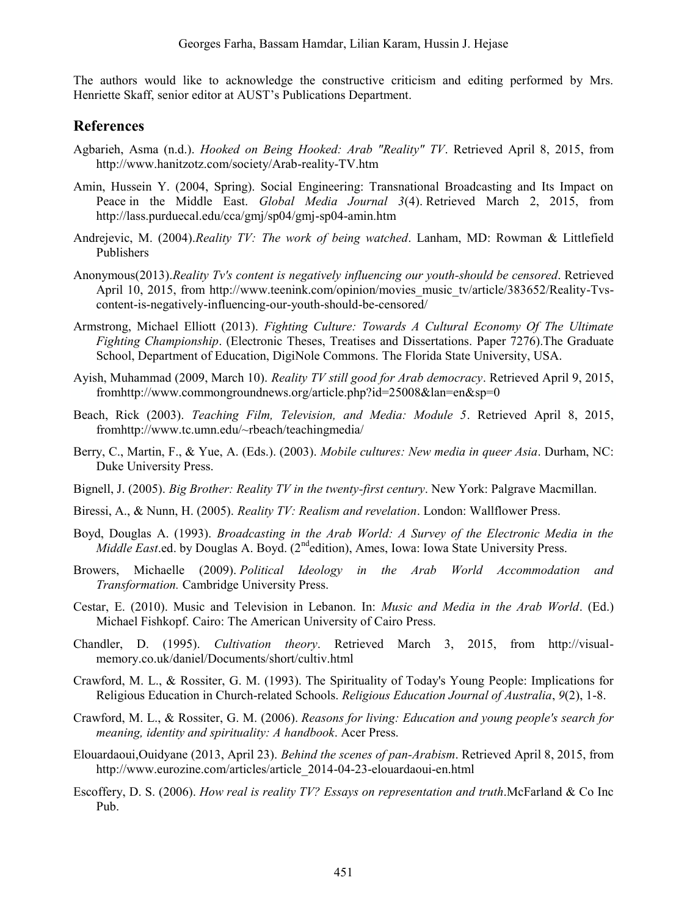The authors would like to acknowledge the constructive criticism and editing performed by Mrs. Henriette Skaff, senior editor at AUST's Publications Department.

## References

Agbarieh, Asma (n.d.). *Hooked on Being Hooked: Arab "Reality" TV*. Retrieved April 8, 2015, from http://www.hanitzotz.com/society/Arab-reality-TV.htm

Amin, Hussein Y. (2004, Spring). Social Engineering: Transnational Broadcasting and Its Impact on Peace in the Middle East. *Global Media Journal 3*(4). Retrieved March 2, 2015, from http://lass.purduecal.edu/cca/gmj/sp04/gmj-sp04-amin.htm

Andrejevic, M. (2004).*Reality TV: The work of being watched*. Lanham, MD: Rowman & Littlefield Publishers

Anonymous(2013).*Reality Tv's content is negatively influencing our youth-should be censored*. Retrieved April 10, 2015, from http://www.teenink.com/opinion/movies_music_tv/article/383652/Reality-Tvs-content-is-negatively-influencing-our-youth-should-be-censored/

Armstrong, Michael Elliott (2013). *Fighting Culture: Towards A Cultural Economy Of The Ultimate Fighting Championship*. (Electronic Theses, Treatises and Dissertations. Paper 7276).The Graduate School, Department of Education, DigiNole Commons. The Florida State University, USA.

Ayish, Muhammad (2009, March 10). *Reality TV still good for Arab democracy*. Retrieved April 9, 2015, fromhttp://www.commongroundnews.org/article.php?id=25008&lan=en&sp=0

Beach, Rick (2003). *Teaching Film, Television, and Media: Module 5*. Retrieved April 8, 2015, fromhttp://www.tc.umn.edu/~rbeach/teachingmedia/

Berry, C., Martin, F., & Yue, A. (Eds.). (2003). *Mobile cultures: New media in queer Asia*. Durham, NC: Duke University Press.

Bignell, J. (2005). *Big Brother: Reality TV in the twenty-first century*. New York: Palgrave Macmillan.

Biressi, A., & Nunn, H. (2005). *Reality TV: Realism and revelation*. London: Wallflower Press.

Boyd, Douglas A. (1993). *Broadcasting in the Arab World: A Survey of the Electronic Media in the Middle East*.ed. by Douglas A. Boyd. (2nd edition), Ames, Iowa: Iowa State University Press.

Browers, Michaelle (2009). *Political Ideology in the Arab World Accommodation and Transformation.* Cambridge University Press.

Cestar, E. (2010). Music and Television in Lebanon. In: *Music and Media in the Arab World*. (Ed.) Michael Fishkopf. Cairo: The American University of Cairo Press.

Chandler, D. (1995). *Cultivation theory*. Retrieved March 3, 2015, from http://visual-memory.co.uk/daniel/Documents/short/cultiv.html

Crawford, M. L., & Rossiter, G. M. (1993). The Spirituality of Today's Young People: Implications for Religious Education in Church-related Schools. *Religious Education Journal of Australia*, *9*(2), 1-8.

Crawford, M. L., & Rossiter, G. M. (2006). *Reasons for living: Education and young people's search for meaning, identity and spirituality: A handbook*. Acer Press.

Elouardaoui,Ouidyane (2013, April 23). *Behind the scenes of pan-Arabism*. Retrieved April 8, 2015, from http://www.eurozine.com/articles/article_2014-04-23-elouardaoui-en.html

Escoffery, D. S. (2006). *How real is reality TV? Essays on representation and truth*.McFarland & Co Inc Pub.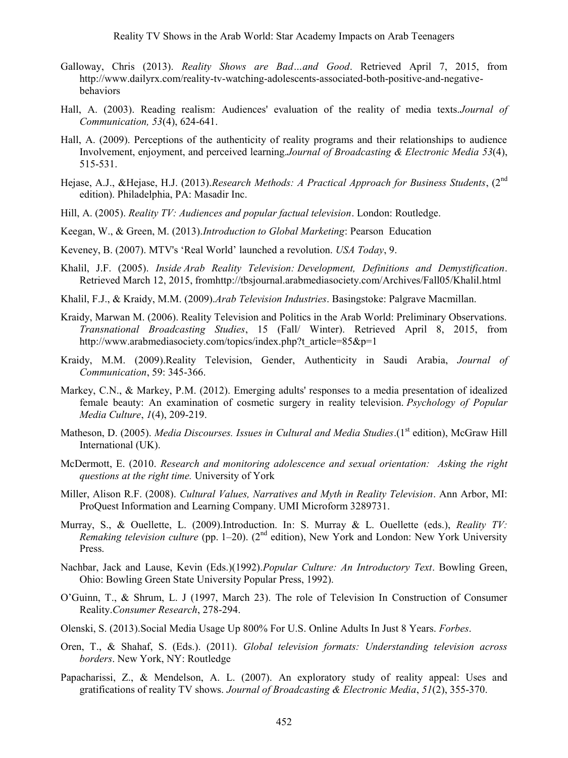Galloway, Chris (2013). *Reality Shows are Bad…and Good*. Retrieved April 7, 2015, from http://www.dailyrx.com/reality-tv-watching-adolescents-associated-both-positive-and-negative-behaviors

Hall, A. (2003). Reading realism: Audiences' evaluation of the reality of media texts.*Journal of Communication, 53*(4), 624-641.

Hall, A. (2009). Perceptions of the authenticity of reality programs and their relationships to audience Involvement, enjoyment, and perceived learning.*Journal of Broadcasting & Electronic Media 53*(4), 515-531.

Hejase, A.J., &Hejase, H.J. (2013).*Research Methods: A Practical Approach for Business Students*, (2nd edition). Philadelphia, PA: Masadir Inc.

Hill, A. (2005). *Reality TV: Audiences and popular factual television*. London: Routledge.

Keegan, W., & Green, M. (2013).*Introduction to Global Marketing*: Pearson Education

Keveney, B. (2007). MTV's 'Real World' launched a revolution. *USA Today*, 9.

Khalil, J.F. (2005). *Inside Arab Reality Television: Development, Definitions and Demystification*. Retrieved March 12, 2015, fromhttp://tbsjournal.arabmediasociety.com/Archives/Fall05/Khalil.html

Khalil, F.J., & Kraidy, M.M. (2009).*Arab Television Industries*. Basingstoke: Palgrave Macmillan.

Kraidy, Marwan M. (2006). Reality Television and Politics in the Arab World: Preliminary Observations. *Transnational Broadcasting Studies*, 15 (Fall/ Winter). Retrieved April 8, 2015, from http://www.arabmediasociety.com/topics/index.php?t_article=85&p=1

Kraidy, M.M. (2009).Reality Television, Gender, Authenticity in Saudi Arabia, *Journal of Communication*, 59: 345-366.

Markey, C.N., & Markey, P.M. (2012). Emerging adults' responses to a media presentation of idealized female beauty: An examination of cosmetic surgery in reality television. *Psychology of Popular Media Culture*, *1*(4), 209-219.

Matheson, D. (2005). *Media Discourses. Issues in Cultural and Media Studies*.(1st edition), McGraw Hill International (UK).

McDermott, E. (2010. *Research and monitoring adolescence and sexual orientation: Asking the right questions at the right time.* University of York

Miller, Alison R.F. (2008). *Cultural Values, Narratives and Myth in Reality Television*. Ann Arbor, MI: ProQuest Information and Learning Company. UMI Microform 3289731.

Murray, S., & Ouellette, L. (2009).Introduction. In: S. Murray & L. Ouellette (eds.), *Reality TV: Remaking television culture* (pp. 1–20). (2nd edition), New York and London: New York University Press.

Nachbar, Jack and Lause, Kevin (Eds.)(1992).*Popular Culture: An Introductory Text*. Bowling Green, Ohio: Bowling Green State University Popular Press, 1992).

O'Guinn, T., & Shrum, L. J (1997, March 23). The role of Television In Construction of Consumer Reality.*Consumer Research*, 278-294.

Olenski, S. (2013).Social Media Usage Up 800% For U.S. Online Adults In Just 8 Years. *Forbes*.

Oren, T., & Shahaf, S. (Eds.). (2011). *Global television formats: Understanding television across borders*. New York, NY: Routledge

Papacharissi, Z., & Mendelson, A. L. (2007). An exploratory study of reality appeal: Uses and gratifications of reality TV shows. *Journal of Broadcasting & Electronic Media*, *51*(2), 355-370.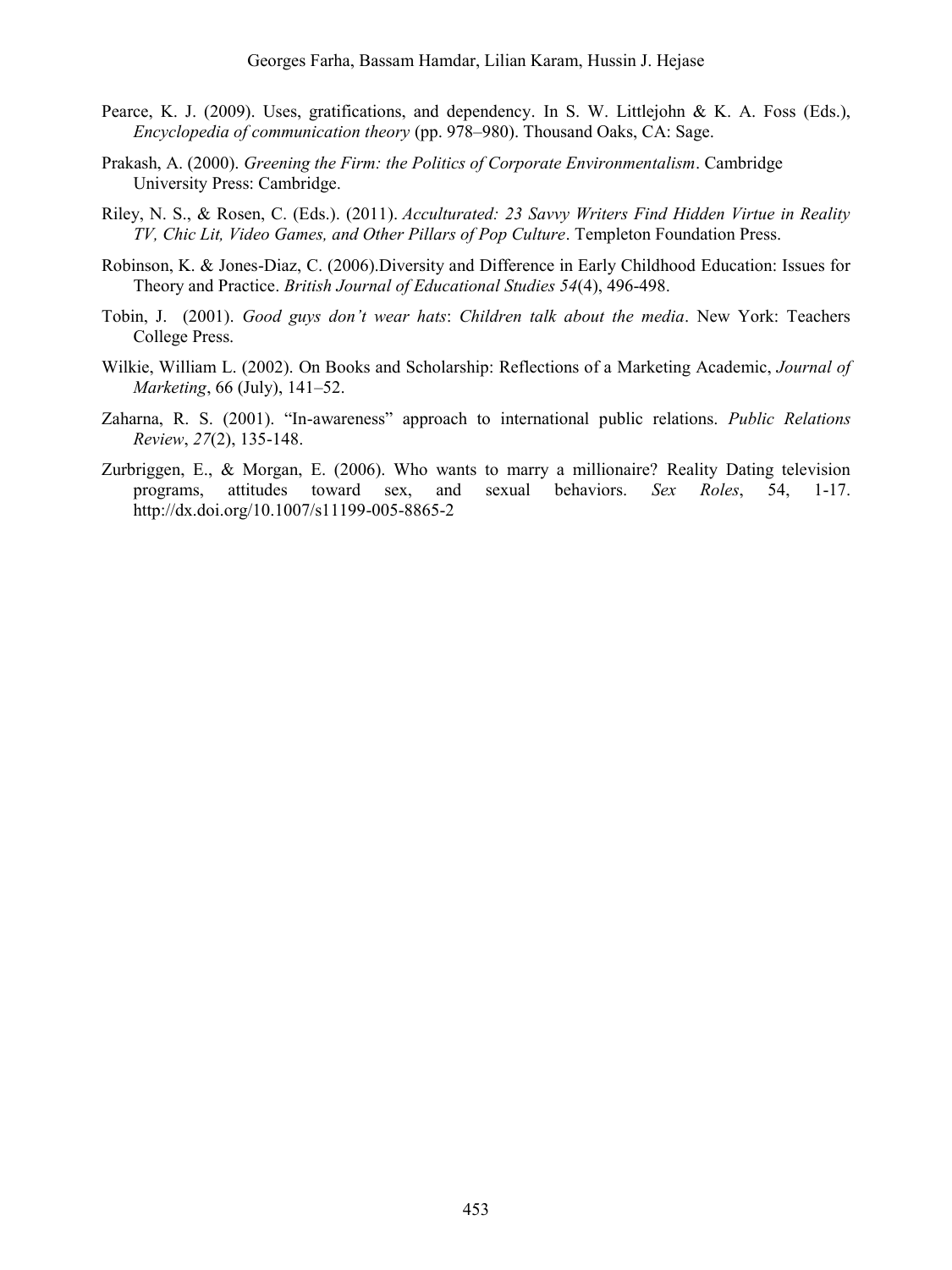Pearce, K. J. (2009). Uses, gratifications, and dependency. In S. W. Littlejohn & K. A. Foss (Eds.), *Encyclopedia of communication theory* (pp. 978–980). Thousand Oaks, CA: Sage.

Prakash, A. (2000). *Greening the Firm: the Politics of Corporate Environmentalism*. Cambridge University Press: Cambridge.

Riley, N. S., & Rosen, C. (Eds.). (2011). *Acculturated: 23 Savvy Writers Find Hidden Virtue in Reality TV, Chic Lit, Video Games, and Other Pillars of Pop Culture*. Templeton Foundation Press.

Robinson, K. & Jones-Diaz, C. (2006).Diversity and Difference in Early Childhood Education: Issues for Theory and Practice. *British Journal of Educational Studies 54*(4), 496-498.

Tobin, J. (2001). *Good guys don't wear hats*: *Children talk about the media*. New York: Teachers College Press.

Wilkie, William L. (2002). On Books and Scholarship: Reflections of a Marketing Academic, *Journal of Marketing*, 66 (July), 141–52.

Zaharna, R. S. (2001). "In-awareness" approach to international public relations. *Public Relations Review*, *27*(2), 135-148.

Zurbriggen, E., & Morgan, E. (2006). Who wants to marry a millionaire? Reality Dating television programs, attitudes toward sex, and sexual behaviors. *Sex Roles*, 54, 1-17. http://dx.doi.org/10.1007/s11199-005-8865-2